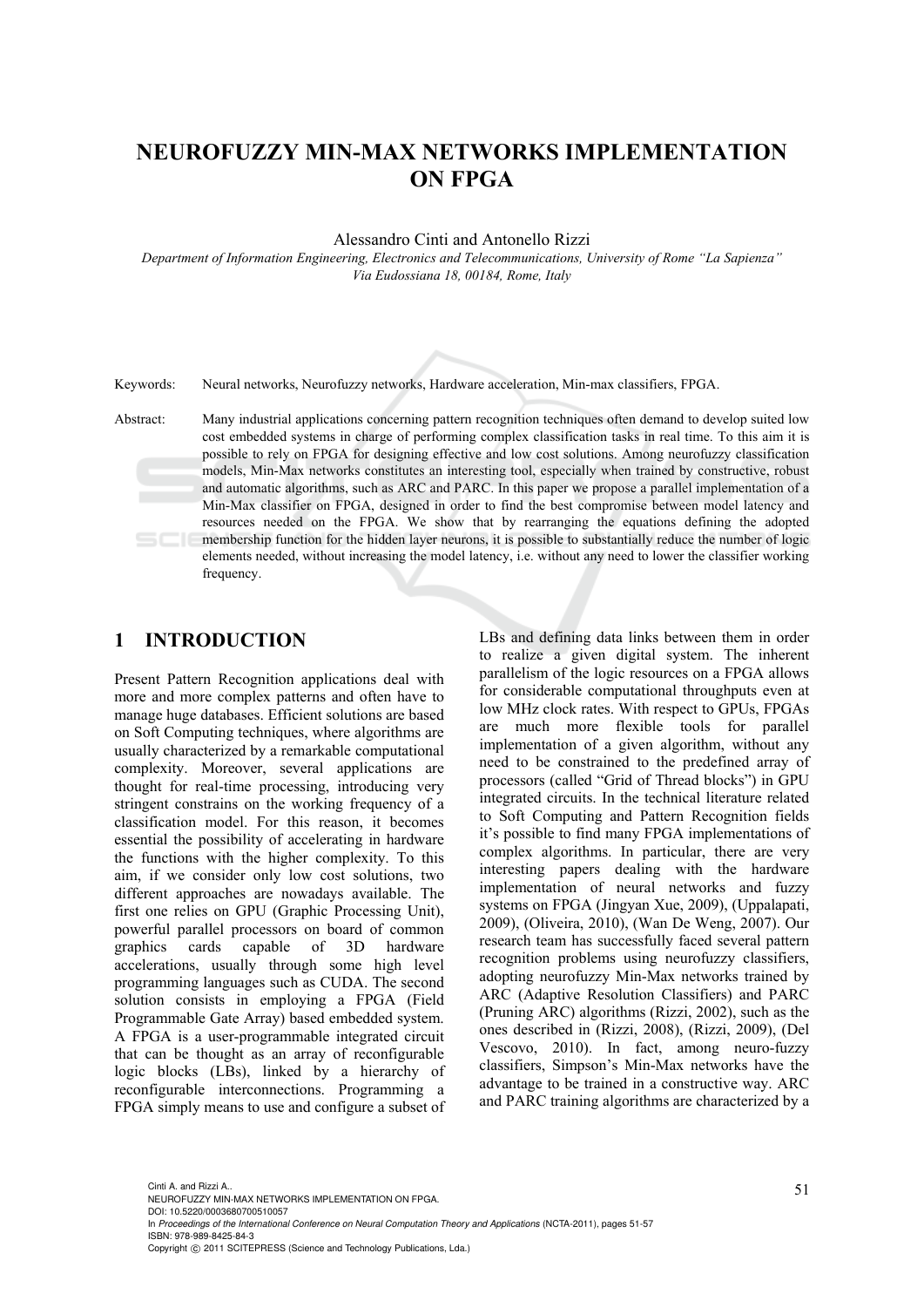# NEUROFUZZY MIN-MAX NETWORKS IMPLEMENTATION ON FPGA

Alessandro Cinti and Antonello Rizzi

*Department of Information Engineering, Electronics and Telecommunications, University of Rome "La Sapienza"*
*Via Eudossiana 18, 00184, Rome, Italy*

Keywords: Neural networks, Neurofuzzy networks, Hardware acceleration, Min-max classifiers, FPGA.

Abstract: Many industrial applications concerning pattern recognition techniques often demand to develop suited low cost embedded systems in charge of performing complex classification tasks in real time. To this aim it is possible to rely on FPGA for designing effective and low cost solutions. Among neurofuzzy classification models, Min-Max networks constitutes an interesting tool, especially when trained by constructive, robust and automatic algorithms, such as ARC and PARC. In this paper we propose a parallel implementation of a Min-Max classifier on FPGA, designed in order to find the best compromise between model latency and resources needed on the FPGA. We show that by rearranging the equations defining the adopted membership function for the hidden layer neurons, it is possible to substantially reduce the number of logic elements needed, without increasing the model latency, i.e. without any need to lower the classifier working frequency.

## 1 INTRODUCTION

Present Pattern Recognition applications deal with more and more complex patterns and often have to manage huge databases. Efficient solutions are based on Soft Computing techniques, where algorithms are usually characterized by a remarkable computational complexity. Moreover, several applications are thought for real-time processing, introducing very stringent constrains on the working frequency of a classification model. For this reason, it becomes essential the possibility of accelerating in hardware the functions with the higher complexity. To this aim, if we consider only low cost solutions, two different approaches are nowadays available. The first one relies on GPU (Graphic Processing Unit), powerful parallel processors on board of common graphics cards capable of 3D hardware accelerations, usually through some high level programming languages such as CUDA. The second solution consists in employing a FPGA (Field Programmable Gate Array) based embedded system. A FPGA is a user-programmable integrated circuit that can be thought as an array of reconfigurable logic blocks (LBs), linked by a hierarchy of reconfigurable interconnections. Programming a FPGA simply means to use and configure a subset of LBs and defining data links between them in order to realize a given digital system. The inherent parallelism of the logic resources on a FPGA allows for considerable computational throughputs even at low MHz clock rates. With respect to GPUs, FPGAs are much more flexible tools for parallel implementation of a given algorithm, without any need to be constrained to the predefined array of processors (called "Grid of Thread blocks") in GPU integrated circuits. In the technical literature related to Soft Computing and Pattern Recognition fields it's possible to find many FPGA implementations of complex algorithms. In particular, there are very interesting papers dealing with the hardware implementation of neural networks and fuzzy systems on FPGA (Jingyan Xue, 2009), (Uppalapati, 2009), (Oliveira, 2010), (Wan De Weng, 2007). Our research team has successfully faced several pattern recognition problems using neurofuzzy classifiers, adopting neurofuzzy Min-Max networks trained by ARC (Adaptive Resolution Classifiers) and PARC (Pruning ARC) algorithms (Rizzi, 2002), such as the ones described in (Rizzi, 2008), (Rizzi, 2009), (Del Vescovo, 2010). In fact, among neuro-fuzzy classifiers, Simpson's Min-Max networks have the advantage to be trained in a constructive way. ARC and PARC training algorithms are characterized by a

Cinti A. and Rizzi A..
NEUROFUZZY MIN-MAX NETWORKS IMPLEMENTATION ON FPGA.
DOI: 10.5220/0003680700510057
In *Proceedings of the International Conference on Neural Computation Theory and Applications* (NCTA-2011), pages 51-57
ISBN: 978-989-8425-84-3
Copyright © 2011 SCITEPRESS (Science and Technology Publications, Lda.)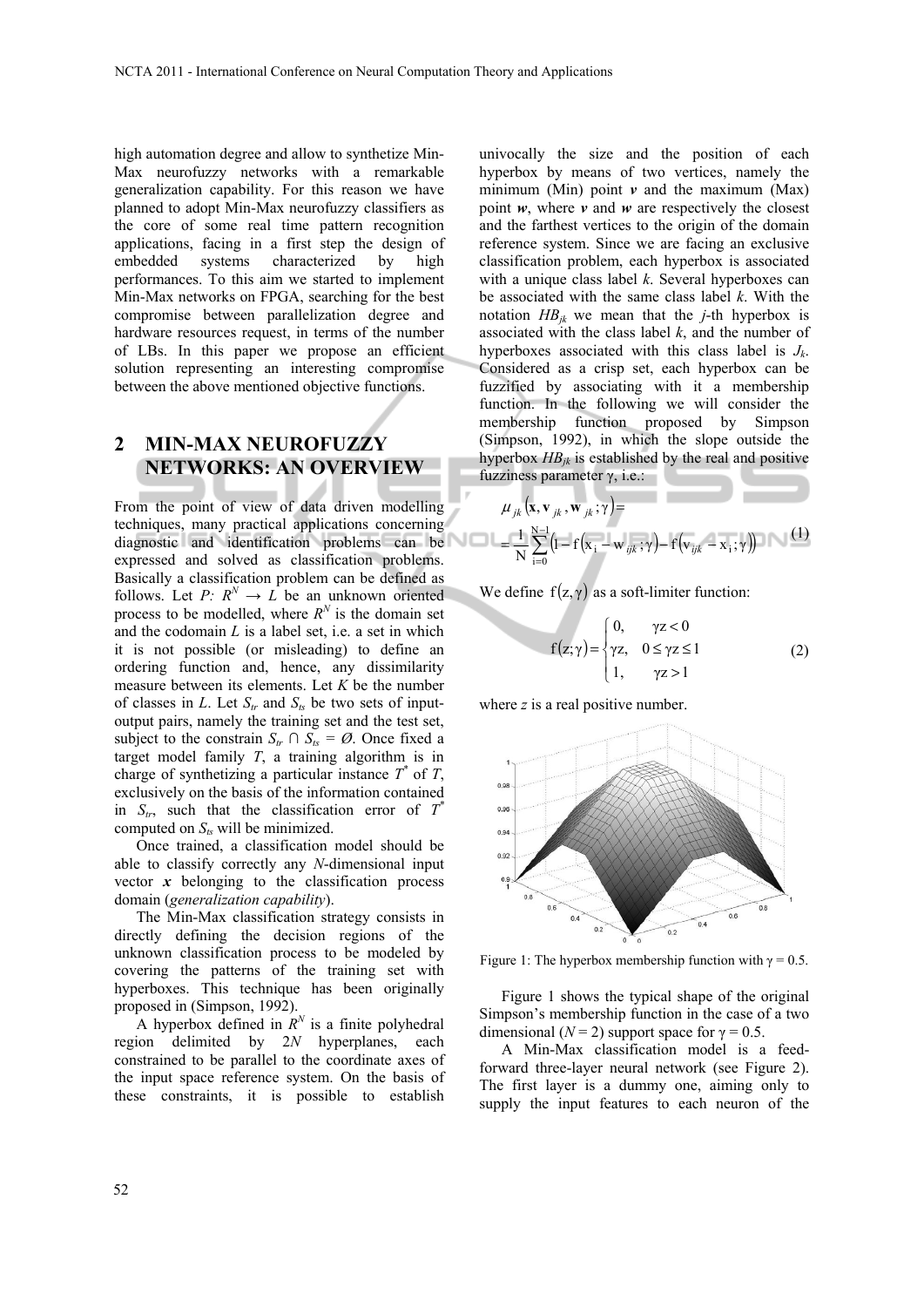high automation degree and allow to synthetize Min-Max neurofuzzy networks with a remarkable generalization capability. For this reason we have planned to adopt Min-Max neurofuzzy classifiers as the core of some real time pattern recognition applications, facing in a first step the design of embedded systems characterized by high performances. To this aim we started to implement Min-Max networks on FPGA, searching for the best compromise between parallelization degree and hardware resources request, in terms of the number of LBs. In this paper we propose an efficient solution representing an interesting compromise between the above mentioned objective functions.

## 2 MIN-MAX NEUROFUZZY NETWORKS: AN OVERVIEW

From the point of view of data driven modelling techniques, many practical applications concerning diagnostic and identification problems can be expressed and solved as classification problems. Basically a classification problem can be defined as follows. Let $P: R^N \rightarrow L$ be an unknown oriented process to be modelled, where $R^N$ is the domain set and the codomain $L$ is a label set, i.e. a set in which it is not possible (or misleading) to define an ordering function and, hence, any dissimilarity measure between its elements. Let $K$ be the number of classes in $L$. Let $S_{tr}$ and $S_{ts}$ be two sets of input-output pairs, namely the training set and the test set, subject to the constrain $S_{tr} \cap S_{ts} = \emptyset$. Once fixed a target model family $T$, a training algorithm is in charge of synthetizing a particular instance $T^*$ of $T$, exclusively on the basis of the information contained in $S_{tr}$, such that the classification error of $T^*$ computed on $S_{ts}$ will be minimized.

Once trained, a classification model should be able to classify correctly any $N$-dimensional input vector $\mathbf{x}$ belonging to the classification process domain (*generalization capability*).

The Min-Max classification strategy consists in directly defining the decision regions of the unknown classification process to be modeled by covering the patterns of the training set with hyperboxes. This technique has been originally proposed in (Simpson, 1992).

A hyperbox defined in $R^N$ is a finite polyhedral region delimited by $2N$ hyperplanes, each constrained to be parallel to the coordinate axes of the input space reference system. On the basis of these constraints, it is possible to establish univocally the size and the position of each hyperbox by means of two vertices, namely the minimum (Min) point $\mathbf{v}$ and the maximum (Max) point $\mathbf{w}$, where $\mathbf{v}$ and $\mathbf{w}$ are respectively the closest and the farthest vertices to the origin of the domain reference system. Since we are facing an exclusive classification problem, each hyperbox is associated with a unique class label $k$. Several hyperboxes can be associated with the same class label $k$. With the notation $HB_{jk}$ we mean that the $j$-th hyperbox is associated with the class label $k$, and the number of hyperboxes associated with this class label is $J_k$. Considered as a crisp set, each hyperbox can be fuzzified by associating with it a membership function. In the following we will consider the membership function proposed by Simpson (Simpson, 1992), in which the slope outside the hyperbox $HB_{jk}$ is established by the real and positive fuzziness parameter γ, i.e.:

$$\mu_{jk}(\mathbf{x}, \mathbf{v}_{jk}, \mathbf{w}_{jk}; \gamma) = \frac{1}{N}\sum_{i=0}^{N-1}\left(1 - f(x_i - w_{ijk}; \gamma) - f(v_{ijk} - x_i; \gamma)\right) \tag{1}$$

We define $f(z, \gamma)$ as a soft-limiter function:

$$f(z;\gamma) = \begin{cases} 0, & \gamma z < 0 \\ \gamma z, & 0 \le \gamma z \le 1 \\ 1, & \gamma z > 1 \end{cases} \tag{2}$$

where $z$ is a real positive number.

Figure 1: The hyperbox membership function with γ = 0.5.

Figure 1 shows the typical shape of the original Simpson's membership function in the case of a two dimensional ($N = 2$) support space for γ = 0.5.

A Min-Max classification model is a feed-forward three-layer neural network (see Figure 2). The first layer is a dummy one, aiming only to supply the input features to each neuron of the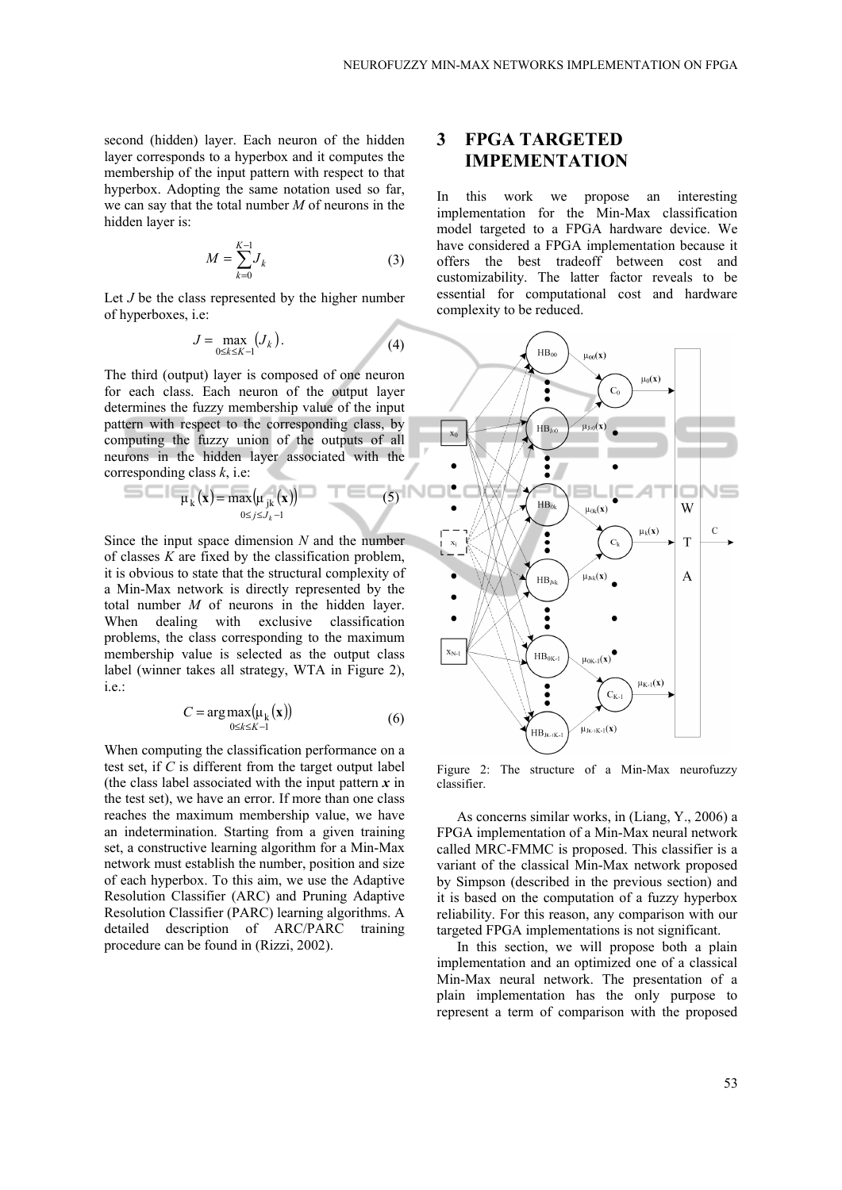second (hidden) layer. Each neuron of the hidden layer corresponds to a hyperbox and it computes the membership of the input pattern with respect to that hyperbox. Adopting the same notation used so far, we can say that the total number $M$ of neurons in the hidden layer is:

$$M = \sum_{k=0}^{K-1} J_k \tag{3}$$

Let $J$ be the class represented by the higher number of hyperboxes, i.e:

$$J = \max_{0 \le k \le K-1} \left( J_k \right). \tag{4}$$

The third (output) layer is composed of one neuron for each class. Each neuron of the output layer determines the fuzzy membership value of the input pattern with respect to the corresponding class, by computing the fuzzy union of the outputs of all neurons in the hidden layer associated with the corresponding class $k$, i.e:

$$\mu_k(\mathbf{x}) = \max_{0 \le j \le J_k - 1} \left( \mu_{jk}(\mathbf{x}) \right) \tag{5}$$

Since the input space dimension $N$ and the number of classes $K$ are fixed by the classification problem, it is obvious to state that the structural complexity of a Min-Max network is directly represented by the total number $M$ of neurons in the hidden layer. When dealing with exclusive classification problems, the class corresponding to the maximum membership value is selected as the output class label (winner takes all strategy, WTA in Figure 2), i.e.:

$$C = \arg\max_{0 \le k \le K-1} \left( \mu_k(\mathbf{x}) \right) \tag{6}$$

When computing the classification performance on a test set, if $C$ is different from the target output label (the class label associated with the input pattern $\boldsymbol{x}$ in the test set), we have an error. If more than one class reaches the maximum membership value, we have an indetermination. Starting from a given training set, a constructive learning algorithm for a Min-Max network must establish the number, position and size of each hyperbox. To this aim, we use the Adaptive Resolution Classifier (ARC) and Pruning Adaptive Resolution Classifier (PARC) learning algorithms. A detailed description of ARC/PARC training procedure can be found in (Rizzi, 2002).

# 3 FPGA TARGETED IMPEMENTATION

In this work we propose an interesting implementation for the Min-Max classification model targeted to a FPGA hardware device. We have considered a FPGA implementation because it offers the best tradeoff between cost and customizability. The latter factor reveals to be essential for computational cost and hardware complexity to be reduced.

Figure 2: The structure of a Min-Max neurofuzzy classifier.

As concerns similar works, in (Liang, Y., 2006) a FPGA implementation of a Min-Max neural network called MRC-FMMC is proposed. This classifier is a variant of the classical Min-Max network proposed by Simpson (described in the previous section) and it is based on the computation of a fuzzy hyperbox reliability. For this reason, any comparison with our targeted FPGA implementations is not significant.

In this section, we will propose both a plain implementation and an optimized one of a classical Min-Max neural network. The presentation of a plain implementation has the only purpose to represent a term of comparison with the proposed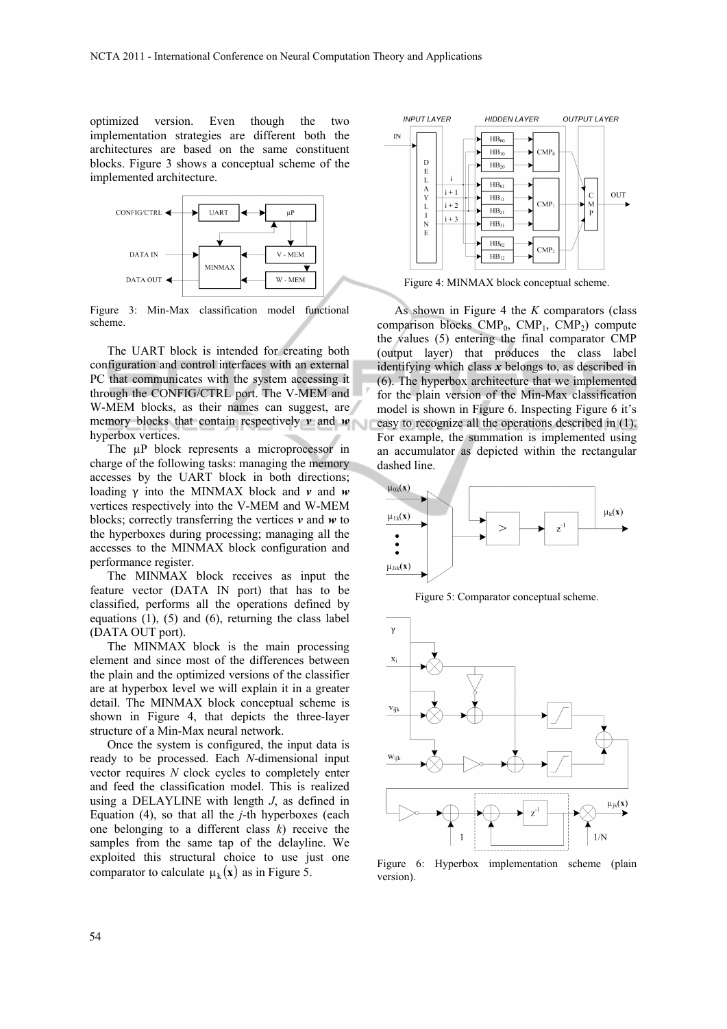optimized version. Even though the two implementation strategies are different both the architectures are based on the same constituent blocks. Figure 3 shows a conceptual scheme of the implemented architecture.

Figure 3: Min-Max classification model functional scheme.

The UART block is intended for creating both configuration and control interfaces with an external PC that communicates with the system accessing it through the CONFIG/CTRL port. The V-MEM and W-MEM blocks, as their names can suggest, are memory blocks that contain respectively ***v*** and ***w*** hyperbox vertices.

The μP block represents a microprocessor in charge of the following tasks: managing the memory accesses by the UART block in both directions; loading γ into the MINMAX block and ***v*** and ***w*** vertices respectively into the V-MEM and W-MEM blocks; correctly transferring the vertices ***v*** and ***w*** to the hyperboxes during processing; managing all the accesses to the MINMAX block configuration and performance register.

The MINMAX block receives as input the feature vector (DATA IN port) that has to be classified, performs all the operations defined by equations (1), (5) and (6), returning the class label (DATA OUT port).

The MINMAX block is the main processing element and since most of the differences between the plain and the optimized versions of the classifier are at hyperbox level we will explain it in a greater detail. The MINMAX block conceptual scheme is shown in Figure 4, that depicts the three-layer structure of a Min-Max neural network.

Once the system is configured, the input data is ready to be processed. Each *N*-dimensional input vector requires *N* clock cycles to completely enter and feed the classification model. This is realized using a DELAYLINE with length *J*, as defined in Equation (4), so that all the *j*-th hyperboxes (each one belonging to a different class *k*) receive the samples from the same tap of the delayline. We exploited this structural choice to use just one comparator to calculate $\mu_k(\mathbf{x})$ as in Figure 5.

Figure 4: MINMAX block conceptual scheme.

As shown in Figure 4 the *K* comparators (class comparison blocks $CMP_0$, $CMP_1$, $CMP_2$) compute the values (5) entering the final comparator CMP (output layer) that produces the class label identifying which class ***x*** belongs to, as described in (6). The hyperbox architecture that we implemented for the plain version of the Min-Max classification model is shown in Figure 6. Inspecting Figure 6 it's easy to recognize all the operations described in (1). For example, the summation is implemented using an accumulator as depicted within the rectangular dashed line.

Figure 5: Comparator conceptual scheme.

Figure 6: Hyperbox implementation scheme (plain version).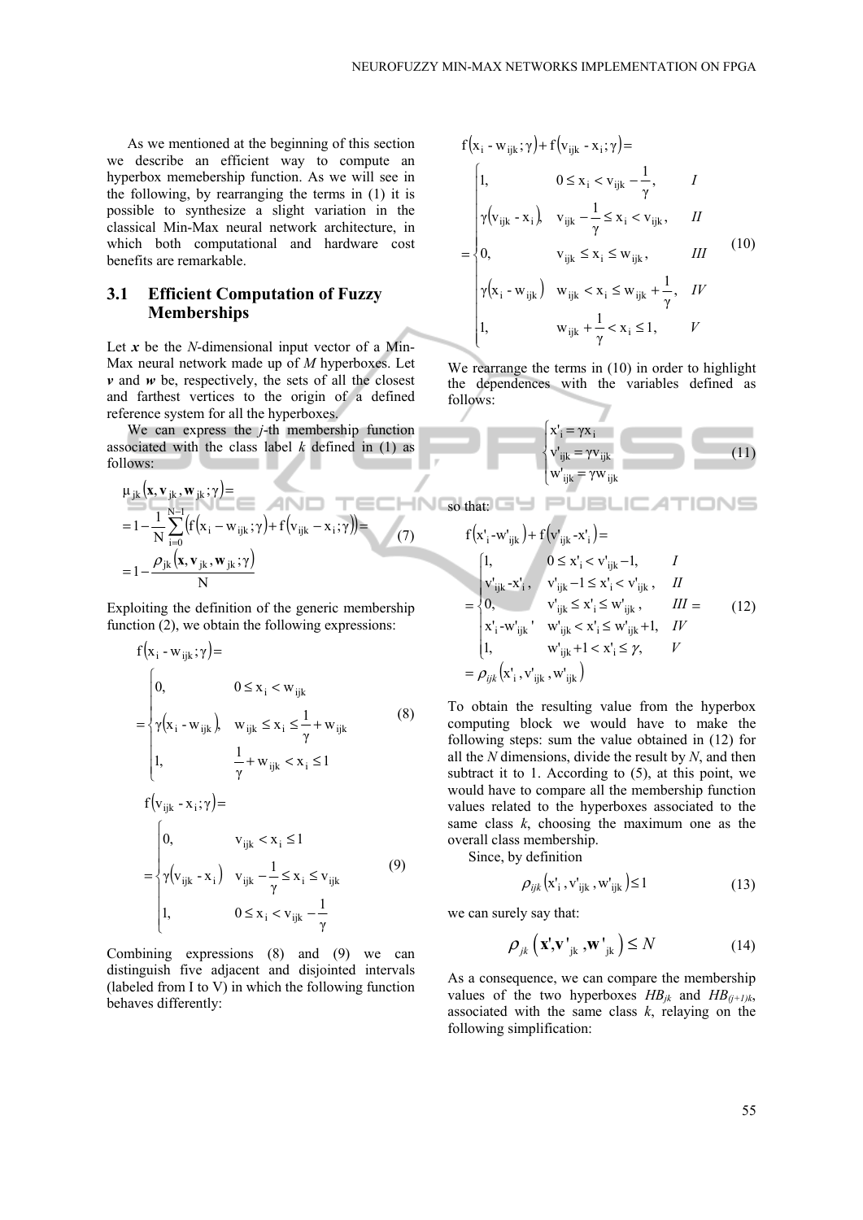As we mentioned at the beginning of this section we describe an efficient way to compute an hyperbox memebership function. As we will see in the following, by rearranging the terms in (1) it is possible to synthesize a slight variation in the classical Min-Max neural network architecture, in which both computational and hardware cost benefits are remarkable.

### 3.1 Efficient Computation of Fuzzy Memberships

Let $\boldsymbol{x}$ be the $N$-dimensional input vector of a Min-Max neural network made up of $M$ hyperboxes. Let $\boldsymbol{v}$ and $\boldsymbol{w}$ be, respectively, the sets of all the closest and farthest vertices to the origin of a defined reference system for all the hyperboxes.

We can express the $j$-th membership function associated with the class label $k$ defined in (1) as follows:

$$
\begin{aligned}
&\mu_{jk}(\mathbf{x}, \mathbf{v}_{jk}, \mathbf{w}_{jk}; \gamma) = \\
&= 1 - \frac{1}{N} \sum_{i=0}^{N-1} \left( f(x_i - w_{ijk}; \gamma) + f(v_{ijk} - x_i; \gamma) \right) = \\
&= 1 - \frac{\rho_{jk}(\mathbf{x}, \mathbf{v}_{jk}, \mathbf{w}_{jk}; \gamma)}{N}
\end{aligned}
\tag{7}
$$

Exploiting the definition of the generic membership function (2), we obtain the following expressions:

$$
f(x_i - w_{ijk}; \gamma) =
\begin{cases}
0, & 0 \le x_i < w_{ijk} \\
\gamma(x_i - w_{ijk}), & w_{ijk} \le x_i \le \frac{1}{\gamma} + w_{ijk} \\
1, & \frac{1}{\gamma} + w_{ijk} < x_i \le 1
\end{cases}
\tag{8}
$$

$$
f(v_{ijk} - x_i; \gamma) =
\begin{cases}
0, & v_{ijk} < x_i \le 1 \\
\gamma(v_{ijk} - x_i), & v_{ijk} - \frac{1}{\gamma} \le x_i \le v_{ijk} \\
1, & 0 \le x_i < v_{ijk} - \frac{1}{\gamma}
\end{cases}
\tag{9}
$$

Combining expressions (8) and (9) we can distinguish five adjacent and disjointed intervals (labeled from I to V) in which the following function behaves differently:

$$
f(x_i - w_{ijk}; \gamma) + f(v_{ijk} - x_i; \gamma) =
\begin{cases}
1, & 0 \le x_i < v_{ijk} - \frac{1}{\gamma}, \quad I \\
\gamma(v_{ijk} - x_i), & v_{ijk} - \frac{1}{\gamma} \le x_i < v_{ijk}, \quad II \\
0, & v_{ijk} \le x_i \le w_{ijk}, \quad III \\
\gamma(x_i - w_{ijk}) & w_{ijk} < x_i \le w_{ijk} + \frac{1}{\gamma}, \quad IV \\
1, & w_{ijk} + \frac{1}{\gamma} < x_i \le 1, \quad V
\end{cases}
\tag{10}
$$

We rearrange the terms in (10) in order to highlight the dependences with the variables defined as follows:

$$
\begin{cases}
x'_i = \gamma x_i \\
v'_{ijk} = \gamma v_{ijk} \\
w'_{ijk} = \gamma w_{ijk}
\end{cases}
\tag{11}
$$

so that:

$$
\begin{aligned}
&f(x'_i - w'_{ijk}) + f(v'_{ijk} - x'_i) = \\
&= \begin{cases}
1, & 0 \le x'_i < v'_{ijk} - 1, \quad I \\
v'_{ijk} - x'_i, & v'_{ijk} - 1 \le x'_i < v'_{ijk}, \quad II \\
0, & v'_{ijk} \le x'_i \le w'_{ijk}, \quad III \\
x'_i - w'_{ijk}, & w'_{ijk} < x'_i \le w'_{ijk} + 1, \quad IV \\
1, & w'_{ijk} + 1 < x'_i \le \gamma, \quad V
\end{cases} = \\
&= \rho_{ijk}(x'_i, v'_{ijk}, w'_{ijk})
\end{aligned}
\tag{12}
$$

To obtain the resulting value from the hyperbox computing block we would have to make the following steps: sum the value obtained in (12) for all the $N$ dimensions, divide the result by $N$, and then subtract it to 1. According to (5), at this point, we would have to compare all the membership function values related to the hyperboxes associated to the same class $k$, choosing the maximum one as the overall class membership.

Since, by definition

$$
\rho_{ijk}(x'_i, v'_{ijk}, w'_{ijk}) \le 1 \tag{13}
$$

we can surely say that:

$$
\rho_{jk}(\mathbf{x'}, \mathbf{v'}_{jk}, \mathbf{w'}_{jk}) \le N \tag{14}
$$

As a consequence, we can compare the membership values of the two hyperboxes $HB_{jk}$ and $HB_{(j+1)k}$, associated with the same class $k$, relaying on the following simplification: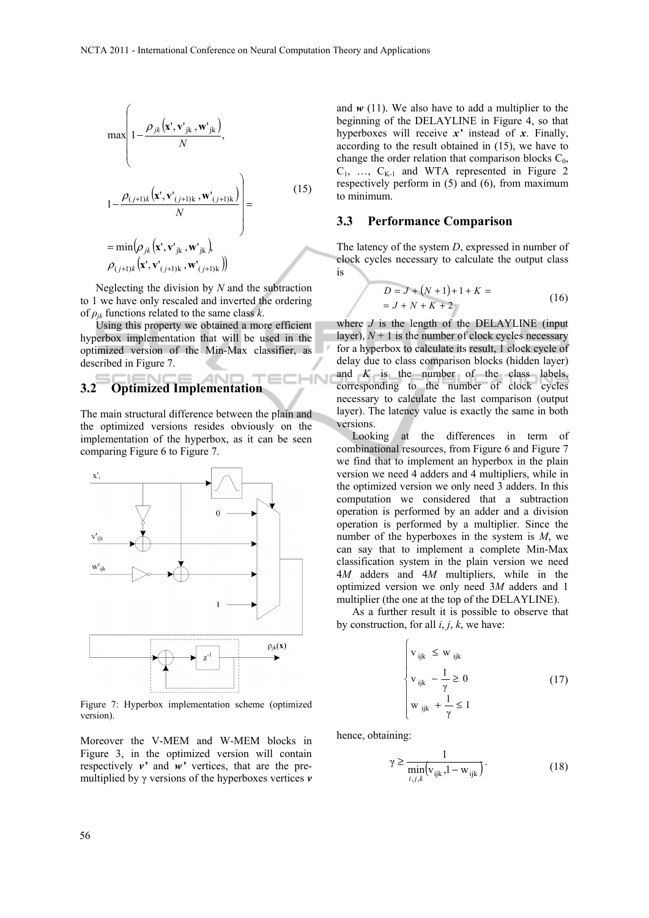$$\max\left(1-\frac{\rho_{jk}\left(\mathbf{x}',\mathbf{v}'_{jk},\mathbf{w}'_{jk}\right)}{N},\; 1-\frac{\rho_{(j+1)k}\left(\mathbf{x}',\mathbf{v}'_{(j+1)k},\mathbf{w}'_{(j+1)k}\right)}{N}\right)= \\ =\min\left(\rho_{jk}\left(\mathbf{x}',\mathbf{v}'_{jk},\mathbf{w}'_{jk}\right), \rho_{(j+1)k}\left(\mathbf{x}',\mathbf{v}'_{(j+1)k},\mathbf{w}'_{(j+1)k}\right)\right) \tag{15}$$

Neglecting the division by $N$ and the subtraction to 1 we have only rescaled and inverted the ordering of $\rho_{jk}$ functions related to the same class $k$.

Using this property we obtained a more efficient hyperbox implementation that will be used in the optimized version of the Min-Max classifier, as described in Figure 7.

### 3.2 Optimized Implementation

The main structural difference between the plain and the optimized versions resides obviously on the implementation of the hyperbox, as it can be seen comparing Figure 6 to Figure 7.

Figure 7: Hyperbox implementation scheme (optimized version).

Moreover the V-MEM and W-MEM blocks in Figure 3, in the optimized version will contain respectively ***v'*** and ***w'*** vertices, that are the pre-multiplied by γ versions of the hyperboxes vertices ***v*** and ***w*** (11). We also have to add a multiplier to the beginning of the DELAYLINE in Figure 4, so that hyperboxes will receive ***x'*** instead of ***x***. Finally, according to the result obtained in (15), we have to change the order relation that comparison blocks $C_0$, $C_1$, …, $C_{K-1}$ and WTA represented in Figure 2 respectively perform in (5) and (6), from maximum to minimum.

### 3.3 Performance Comparison

The latency of the system $D$, expressed in number of clock cycles necessary to calculate the output class is

$$D = J + (N+1) + 1 + K = \\ = J + N + K + 2 \tag{16}$$

where $J$ is the length of the DELAYLINE (input layer), $N + 1$ is the number of clock cycles necessary for a hyperbox to calculate its result, 1 clock cycle of delay due to class comparison blocks (hidden layer) and $K$ is the number of the class labels, corresponding to the number of clock cycles necessary to calculate the last comparison (output layer). The latency value is exactly the same in both versions.

Looking at the differences in term of combinational resources, from Figure 6 and Figure 7 we find that to implement an hyperbox in the plain version we need 4 adders and 4 multipliers, while in the optimized version we only need 3 adders. In this computation we considered that a subtraction operation is performed by an adder and a division operation is performed by a multiplier. Since the number of the hyperboxes in the system is $M$, we can say that to implement a complete Min-Max classification system in the plain version we need $4M$ adders and $4M$ multipliers, while in the optimized version we only need $3M$ adders and 1 multiplier (the one at the top of the DELAYLINE).

As a further result it is possible to observe that by construction, for all $i$, $j$, $k$, we have:

$$\begin{cases} v_{ijk} \le w_{ijk} \\ v_{ijk} - \dfrac{1}{\gamma} \ge 0 \\ w_{ijk} + \dfrac{1}{\gamma} \le 1 \end{cases} \tag{17}$$

hence, obtaining:

$$\gamma \ge \frac{1}{\min\limits_{i,j,k}\left(v_{ijk}, 1-w_{ijk}\right)}. \tag{18}$$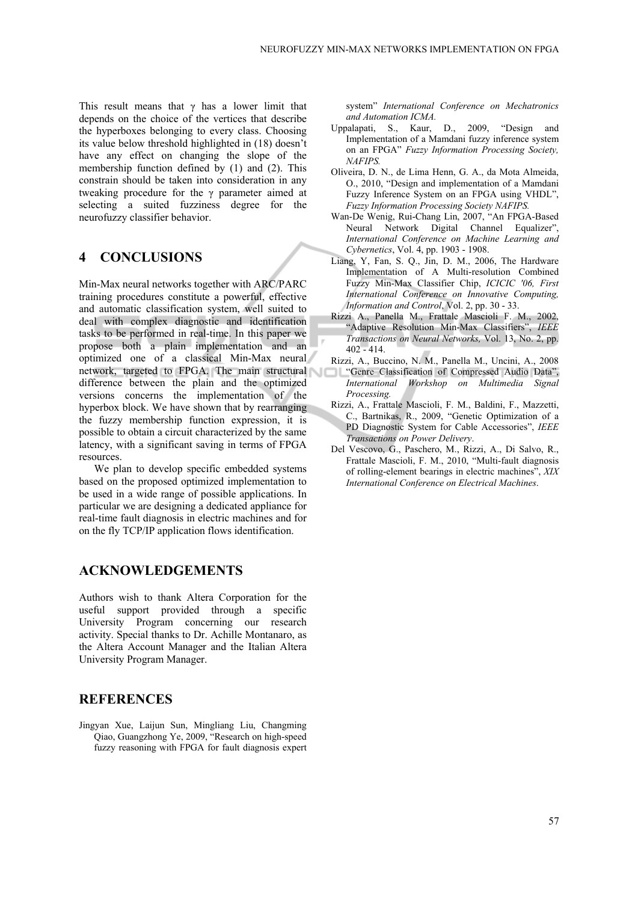This result means that $\gamma$ has a lower limit that depends on the choice of the vertices that describe the hyperboxes belonging to every class. Choosing its value below threshold highlighted in (18) doesn't have any effect on changing the slope of the membership function defined by (1) and (2). This constrain should be taken into consideration in any tweaking procedure for the $\gamma$ parameter aimed at selecting a suited fuzziness degree for the neurofuzzy classifier behavior.

## 4 CONCLUSIONS

Min-Max neural networks together with ARC/PARC training procedures constitute a powerful, effective and automatic classification system, well suited to deal with complex diagnostic and identification tasks to be performed in real-time. In this paper we propose both a plain implementation and an optimized one of a classical Min-Max neural network, targeted to FPGA. The main structural difference between the plain and the optimized versions concerns the implementation of the hyperbox block. We have shown that by rearranging the fuzzy membership function expression, it is possible to obtain a circuit characterized by the same latency, with a significant saving in terms of FPGA resources.

We plan to develop specific embedded systems based on the proposed optimized implementation to be used in a wide range of possible applications. In particular we are designing a dedicated appliance for real-time fault diagnosis in electric machines and for on the fly TCP/IP application flows identification.

## ACKNOWLEDGEMENTS

Authors wish to thank Altera Corporation for the useful support provided through a specific University Program concerning our research activity. Special thanks to Dr. Achille Montanaro, as the Altera Account Manager and the Italian Altera University Program Manager.

## REFERENCES

Jingyan Xue, Laijun Sun, Mingliang Liu, Changming Qiao, Guangzhong Ye, 2009, "Research on high-speed fuzzy reasoning with FPGA for fault diagnosis expert system" *International Conference on Mechatronics and Automation ICMA.*

Uppalapati, S., Kaur, D., 2009, "Design and Implementation of a Mamdani fuzzy inference system on an FPGA" *Fuzzy Information Processing Society, NAFIPS.*

Oliveira, D. N., de Lima Henn, G. A., da Mota Almeida, O., 2010, "Design and implementation of a Mamdani Fuzzy Inference System on an FPGA using VHDL", *Fuzzy Information Processing Society NAFIPS.*

Wan-De Wenig, Rui-Chang Lin, 2007, "An FPGA-Based Neural Network Digital Channel Equalizer", *International Conference on Machine Learning and Cybernetics*, Vol. 4, pp. 1903 - 1908.

Liang, Y, Fan, S. Q., Jin, D. M., 2006, The Hardware Implementation of A Multi-resolution Combined Fuzzy Min-Max Classifier Chip, *ICICIC '06, First International Conference on Innovative Computing, Information and Control*, Vol. 2, pp. 30 - 33.

Rizzi A., Panella M., Frattale Mascioli F. M., 2002, "Adaptive Resolution Min-Max Classifiers", *IEEE Transactions on Neural Networks,* Vol. 13, No. 2, pp. 402 - 414.

Rizzi, A., Buccino, N. M., Panella M., Uncini, A., 2008 "Genre Classification of Compressed Audio Data", *International Workshop on Multimedia Signal Processing.*

Rizzi, A., Frattale Mascioli, F. M., Baldini, F., Mazzetti, C., Bartnikas, R., 2009, "Genetic Optimization of a PD Diagnostic System for Cable Accessories", *IEEE Transactions on Power Delivery*.

Del Vescovo, G., Paschero, M., Rizzi, A., Di Salvo, R., Frattale Mascioli, F. M., 2010, "Multi-fault diagnosis of rolling-element bearings in electric machines", *XIX International Conference on Electrical Machines*.